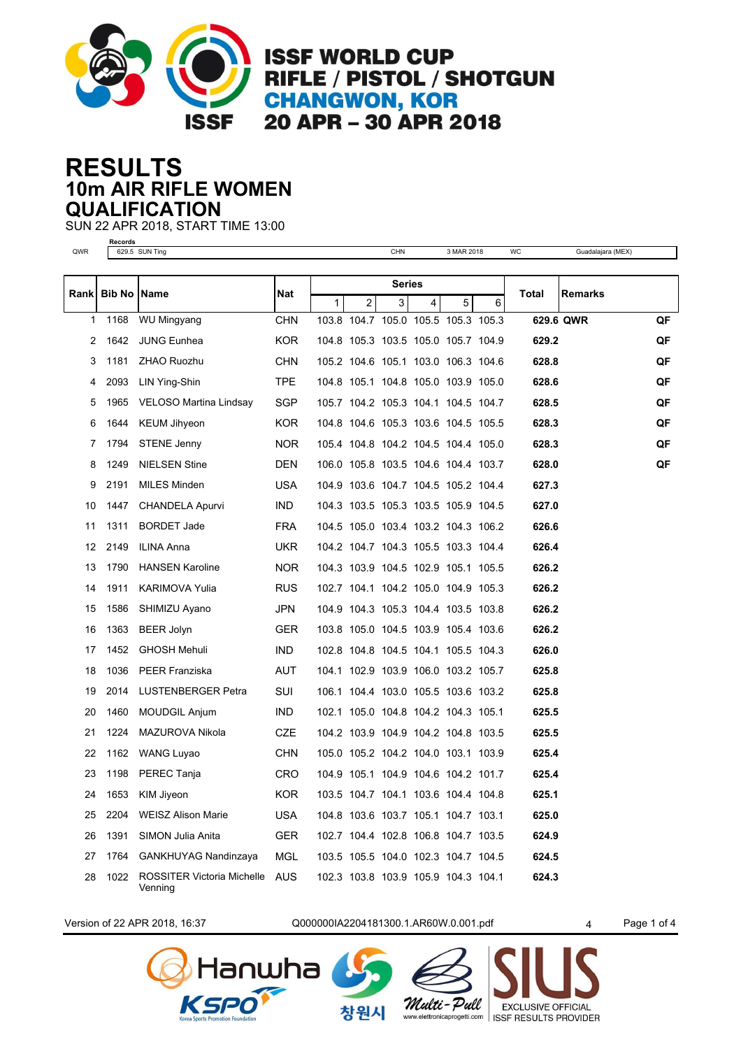# ISSF WORLD CUP
## RIFLE / PISTOL / SHOTGUN
## CHANGWON, KOR
## 20 APR – 30 APR 2018

# RESULTS
## 10m AIR RIFLE WOMEN
## QUALIFICATION

SUN 22 APR 2018, START TIME 13:00

| | Records | | | | |
|---|---|---|---|---|---|
| QWR | 629.5 SUN Ting | CHN | 3 MAR 2018 | WC | Guadalajara (MEX) |

| Rank | Bib No | Name | Nat | Series 1 | 2 | 3 | 4 | 5 | 6 | Total | Remarks | |
|---|---|---|---|---|---|---|---|---|---|---|---|---|
| 1 | 1168 | WU Mingyang | CHN | 103.8 | 104.7 | 105.0 | 105.5 | 105.3 | 105.3 | **629.6** | **QWR** | **QF** |
| 2 | 1642 | JUNG Eunhea | KOR | 104.8 | 105.3 | 103.5 | 105.0 | 105.7 | 104.9 | **629.2** | | **QF** |
| 3 | 1181 | ZHAO Ruozhu | CHN | 105.2 | 104.6 | 105.1 | 103.0 | 106.3 | 104.6 | **628.8** | | **QF** |
| 4 | 2093 | LIN Ying-Shin | TPE | 104.8 | 105.1 | 104.8 | 105.0 | 103.9 | 105.0 | **628.6** | | **QF** |
| 5 | 1965 | VELOSO Martina Lindsay | SGP | 105.7 | 104.2 | 105.3 | 104.1 | 104.5 | 104.7 | **628.5** | | **QF** |
| 6 | 1644 | KEUM Jihyeon | KOR | 104.8 | 104.6 | 105.3 | 103.6 | 104.5 | 105.5 | **628.3** | | **QF** |
| 7 | 1794 | STENE Jenny | NOR | 105.4 | 104.8 | 104.2 | 104.5 | 104.4 | 105.0 | **628.3** | | **QF** |
| 8 | 1249 | NIELSEN Stine | DEN | 106.0 | 105.8 | 103.5 | 104.6 | 104.4 | 103.7 | **628.0** | | **QF** |
| 9 | 2191 | MILES Minden | USA | 104.9 | 103.6 | 104.7 | 104.5 | 105.2 | 104.4 | **627.3** | | |
| 10 | 1447 | CHANDELA Apurvi | IND | 104.3 | 103.5 | 105.3 | 103.5 | 105.9 | 104.5 | **627.0** | | |
| 11 | 1311 | BORDET Jade | FRA | 104.5 | 105.0 | 103.4 | 103.2 | 104.3 | 106.2 | **626.6** | | |
| 12 | 2149 | ILINA Anna | UKR | 104.2 | 104.7 | 104.3 | 105.5 | 103.3 | 104.4 | **626.4** | | |
| 13 | 1790 | HANSEN Karoline | NOR | 104.3 | 103.9 | 104.5 | 102.9 | 105.1 | 105.5 | **626.2** | | |
| 14 | 1911 | KARIMOVA Yulia | RUS | 102.7 | 104.1 | 104.2 | 105.0 | 104.9 | 105.3 | **626.2** | | |
| 15 | 1586 | SHIMIZU Ayano | JPN | 104.9 | 104.3 | 105.3 | 104.4 | 103.5 | 103.8 | **626.2** | | |
| 16 | 1363 | BEER Jolyn | GER | 103.8 | 105.0 | 104.5 | 103.9 | 105.4 | 103.6 | **626.2** | | |
| 17 | 1452 | GHOSH Mehuli | IND | 102.8 | 104.8 | 104.5 | 104.1 | 105.5 | 104.3 | **626.0** | | |
| 18 | 1036 | PEER Franziska | AUT | 104.1 | 102.9 | 103.9 | 106.0 | 103.2 | 105.7 | **625.8** | | |
| 19 | 2014 | LUSTENBERGER Petra | SUI | 106.1 | 104.4 | 103.0 | 105.5 | 103.6 | 103.2 | **625.8** | | |
| 20 | 1460 | MOUDGIL Anjum | IND | 102.1 | 105.0 | 104.8 | 104.2 | 104.3 | 105.1 | **625.5** | | |
| 21 | 1224 | MAZUROVA Nikola | CZE | 104.2 | 103.9 | 104.9 | 104.2 | 104.8 | 103.5 | **625.5** | | |
| 22 | 1162 | WANG Luyao | CHN | 105.0 | 105.2 | 104.2 | 104.0 | 103.1 | 103.9 | **625.4** | | |
| 23 | 1198 | PEREC Tanja | CRO | 104.9 | 105.1 | 104.9 | 104.6 | 104.2 | 101.7 | **625.4** | | |
| 24 | 1653 | KIM Jiyeon | KOR | 103.5 | 104.7 | 104.1 | 103.6 | 104.4 | 104.8 | **625.1** | | |
| 25 | 2204 | WEISZ Alison Marie | USA | 104.8 | 103.6 | 103.7 | 105.1 | 104.7 | 103.1 | **625.0** | | |
| 26 | 1391 | SIMON Julia Anita | GER | 102.7 | 104.4 | 102.8 | 106.8 | 104.7 | 103.5 | **624.9** | | |
| 27 | 1764 | GANKHUYAG Nandinzaya | MGL | 103.5 | 105.5 | 104.0 | 102.3 | 104.7 | 104.5 | **624.5** | | |
| 28 | 1022 | ROSSITER Victoria Michelle Venning | AUS | 102.3 | 103.8 | 103.9 | 105.9 | 104.3 | 104.1 | **624.3** | | |

Version of 22 APR 2018, 16:37 Q000000IA2204181300.1.AR60W.0.001.pdf 4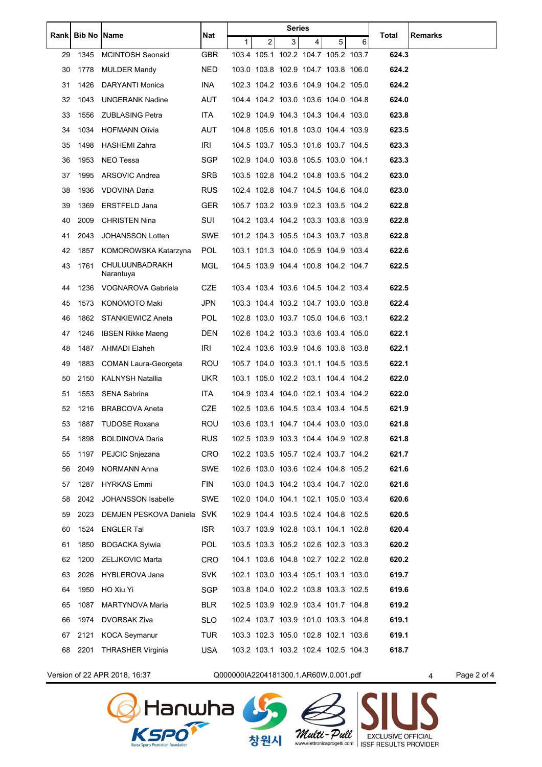| Rank | Bib No | Name | Nat | Series | | | | | | Total | Remarks |
|---|---|---|---|---|---|---|---|---|---|---|---|
| | | | | 1 | 2 | 3 | 4 | 5 | 6 | | |
| 29 | 1345 | MCINTOSH Seonaid | GBR | 103.4 | 105.1 | 102.2 | 104.7 | 105.2 | 103.7 | **624.3** | |
| 30 | 1778 | MULDER Mandy | NED | 103.0 | 103.8 | 102.9 | 104.7 | 103.8 | 106.0 | **624.2** | |
| 31 | 1426 | DARYANTI Monica | INA | 102.3 | 104.2 | 103.6 | 104.9 | 104.2 | 105.0 | **624.2** | |
| 32 | 1043 | UNGERANK Nadine | AUT | 104.4 | 104.2 | 103.0 | 103.6 | 104.0 | 104.8 | **624.0** | |
| 33 | 1556 | ZUBLASING Petra | ITA | 102.9 | 104.9 | 104.3 | 104.3 | 104.4 | 103.0 | **623.8** | |
| 34 | 1034 | HOFMANN Olivia | AUT | 104.8 | 105.6 | 101.8 | 103.0 | 104.4 | 103.9 | **623.5** | |
| 35 | 1498 | HASHEMI Zahra | IRI | 104.5 | 103.7 | 105.3 | 101.6 | 103.7 | 104.5 | **623.3** | |
| 36 | 1953 | NEO Tessa | SGP | 102.9 | 104.0 | 103.8 | 105.5 | 103.0 | 104.1 | **623.3** | |
| 37 | 1995 | ARSOVIC Andrea | SRB | 103.5 | 102.8 | 104.2 | 104.8 | 103.5 | 104.2 | **623.0** | |
| 38 | 1936 | VDOVINA Daria | RUS | 102.4 | 102.8 | 104.7 | 104.5 | 104.6 | 104.0 | **623.0** | |
| 39 | 1369 | ERSTFELD Jana | GER | 105.7 | 103.2 | 103.9 | 102.3 | 103.5 | 104.2 | **622.8** | |
| 40 | 2009 | CHRISTEN Nina | SUI | 104.2 | 103.4 | 104.2 | 103.3 | 103.8 | 103.9 | **622.8** | |
| 41 | 2043 | JOHANSSON Lotten | SWE | 101.2 | 104.3 | 105.5 | 104.3 | 103.7 | 103.8 | **622.8** | |
| 42 | 1857 | KOMOROWSKA Katarzyna | POL | 103.1 | 101.3 | 104.0 | 105.9 | 104.9 | 103.4 | **622.6** | |
| 43 | 1761 | CHULUUNBADRAKH Narantuya | MGL | 104.5 | 103.9 | 104.4 | 100.8 | 104.2 | 104.7 | **622.5** | |
| 44 | 1236 | VOGNAROVA Gabriela | CZE | 103.4 | 103.4 | 103.6 | 104.5 | 104.2 | 103.4 | **622.5** | |
| 45 | 1573 | KONOMOTO Maki | JPN | 103.3 | 104.4 | 103.2 | 104.7 | 103.0 | 103.8 | **622.4** | |
| 46 | 1862 | STANKIEWICZ Aneta | POL | 102.8 | 103.0 | 103.7 | 105.0 | 104.6 | 103.1 | **622.2** | |
| 47 | 1246 | IBSEN Rikke Maeng | DEN | 102.6 | 104.2 | 103.3 | 103.6 | 103.4 | 105.0 | **622.1** | |
| 48 | 1487 | AHMADI Elaheh | IRI | 102.4 | 103.6 | 103.9 | 104.6 | 103.8 | 103.8 | **622.1** | |
| 49 | 1883 | COMAN Laura-Georgeta | ROU | 105.7 | 104.0 | 103.3 | 101.1 | 104.5 | 103.5 | **622.1** | |
| 50 | 2150 | KALNYSH Natallia | UKR | 103.1 | 105.0 | 102.2 | 103.1 | 104.4 | 104.2 | **622.0** | |
| 51 | 1553 | SENA Sabrina | ITA | 104.9 | 103.4 | 104.0 | 102.1 | 103.4 | 104.2 | **622.0** | |
| 52 | 1216 | BRABCOVA Aneta | CZE | 102.5 | 103.6 | 104.5 | 103.4 | 103.4 | 104.5 | **621.9** | |
| 53 | 1887 | TUDOSE Roxana | ROU | 103.6 | 103.1 | 104.7 | 104.4 | 103.0 | 103.0 | **621.8** | |
| 54 | 1898 | BOLDINOVA Daria | RUS | 102.5 | 103.9 | 103.3 | 104.4 | 104.9 | 102.8 | **621.8** | |
| 55 | 1197 | PEJCIC Snjezana | CRO | 102.2 | 103.5 | 105.7 | 102.4 | 103.7 | 104.2 | **621.7** | |
| 56 | 2049 | NORMANN Anna | SWE | 102.6 | 103.0 | 103.6 | 102.4 | 104.8 | 105.2 | **621.6** | |
| 57 | 1287 | HYRKAS Emmi | FIN | 103.0 | 104.3 | 104.2 | 103.4 | 104.7 | 102.0 | **621.6** | |
| 58 | 2042 | JOHANSSON Isabelle | SWE | 102.0 | 104.0 | 104.1 | 102.1 | 105.0 | 103.4 | **620.6** | |
| 59 | 2023 | DEMJEN PESKOVA Daniela | SVK | 102.9 | 104.4 | 103.5 | 102.4 | 104.8 | 102.5 | **620.5** | |
| 60 | 1524 | ENGLER Tal | ISR | 103.7 | 103.9 | 102.8 | 103.1 | 104.1 | 102.8 | **620.4** | |
| 61 | 1850 | BOGACKA Sylwia | POL | 103.5 | 103.3 | 105.2 | 102.6 | 102.3 | 103.3 | **620.2** | |
| 62 | 1200 | ZELJKOVIC Marta | CRO | 104.1 | 103.6 | 104.8 | 102.7 | 102.2 | 102.8 | **620.2** | |
| 63 | 2026 | HYBLEROVA Jana | SVK | 102.1 | 103.0 | 103.4 | 105.1 | 103.1 | 103.0 | **619.7** | |
| 64 | 1950 | HO Xiu Yi | SGP | 103.8 | 104.0 | 102.2 | 103.8 | 103.3 | 102.5 | **619.6** | |
| 65 | 1087 | MARTYNOVA Maria | BLR | 102.5 | 103.9 | 102.9 | 103.4 | 101.7 | 104.8 | **619.2** | |
| 66 | 1974 | DVORSAK Ziva | SLO | 102.4 | 103.7 | 103.9 | 101.0 | 103.3 | 104.8 | **619.1** | |
| 67 | 2121 | KOCA Seymanur | TUR | 103.3 | 102.3 | 105.0 | 102.8 | 102.1 | 103.6 | **619.1** | |
| 68 | 2201 | THRASHER Virginia | USA | 103.2 | 103.1 | 103.2 | 102.4 | 102.5 | 104.3 | **618.7** | |

Version of 22 APR 2018, 16:37 Q000000IA2204181300.1.AR60W.0.001.pdf 4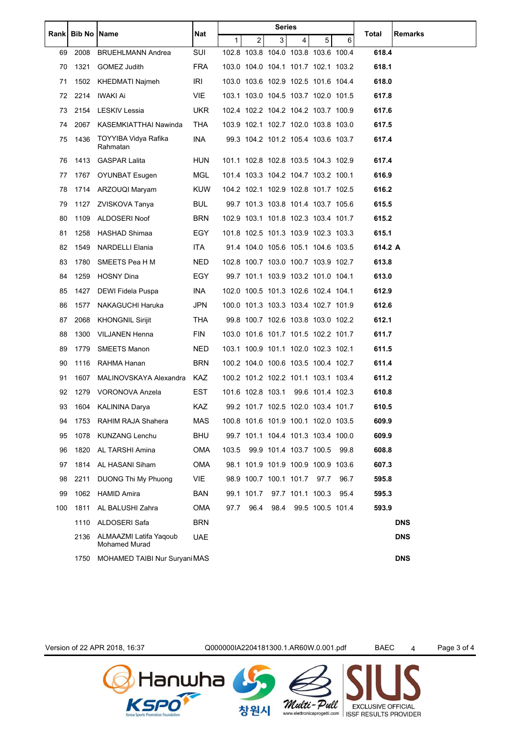| Rank | Bib No | Name | Nat | Series | | | | | | Total | Remarks |
|---|---|---|---|---|---|---|---|---|---|---|---|
| | | | | 1 | 2 | 3 | 4 | 5 | 6 | | |
| 69 | 2008 | BRUEHLMANN Andrea | SUI | 102.8 | 103.8 | 104.0 | 103.8 | 103.6 | 100.4 | **618.4** | |
| 70 | 1321 | GOMEZ Judith | FRA | 103.0 | 104.0 | 104.1 | 101.7 | 102.1 | 103.2 | **618.1** | |
| 71 | 1502 | KHEDMATI Najmeh | IRI | 103.0 | 103.6 | 102.9 | 102.5 | 101.6 | 104.4 | **618.0** | |
| 72 | 2214 | IWAKI Ai | VIE | 103.1 | 103.0 | 104.5 | 103.7 | 102.0 | 101.5 | **617.8** | |
| 73 | 2154 | LESKIV Lessia | UKR | 102.4 | 102.2 | 104.2 | 104.2 | 103.7 | 100.9 | **617.6** | |
| 74 | 2067 | KASEMKIATTHAI Nawinda | THA | 103.9 | 102.1 | 102.7 | 102.0 | 103.8 | 103.0 | **617.5** | |
| 75 | 1436 | TOYYIBA Vidya Rafika Rahmatan | INA | 99.3 | 104.2 | 101.2 | 105.4 | 103.6 | 103.7 | **617.4** | |
| 76 | 1413 | GASPAR Lalita | HUN | 101.1 | 102.8 | 102.8 | 103.5 | 104.3 | 102.9 | **617.4** | |
| 77 | 1767 | OYUNBAT Esugen | MGL | 101.4 | 103.3 | 104.2 | 104.7 | 103.2 | 100.1 | **616.9** | |
| 78 | 1714 | ARZOUQI Maryam | KUW | 104.2 | 102.1 | 102.9 | 102.8 | 101.7 | 102.5 | **616.2** | |
| 79 | 1127 | ZVISKOVA Tanya | BUL | 99.7 | 101.3 | 103.8 | 101.4 | 103.7 | 105.6 | **615.5** | |
| 80 | 1109 | ALDOSERI Noof | BRN | 102.9 | 103.1 | 101.8 | 102.3 | 103.4 | 101.7 | **615.2** | |
| 81 | 1258 | HASHAD Shimaa | EGY | 101.8 | 102.5 | 101.3 | 103.9 | 102.3 | 103.3 | **615.1** | |
| 82 | 1549 | NARDELLI Elania | ITA | 91.4 | 104.0 | 105.6 | 105.1 | 104.6 | 103.5 | **614.2 A** | |
| 83 | 1780 | SMEETS Pea H M | NED | 102.8 | 100.7 | 103.0 | 100.7 | 103.9 | 102.7 | **613.8** | |
| 84 | 1259 | HOSNY Dina | EGY | 99.7 | 101.1 | 103.9 | 103.2 | 101.0 | 104.1 | **613.0** | |
| 85 | 1427 | DEWI Fidela Puspa | INA | 102.0 | 100.5 | 101.3 | 102.6 | 102.4 | 104.1 | **612.9** | |
| 86 | 1577 | NAKAGUCHI Haruka | JPN | 100.0 | 101.3 | 103.3 | 103.4 | 102.7 | 101.9 | **612.6** | |
| 87 | 2068 | KHONGNIL Sirijit | THA | 99.8 | 100.7 | 102.6 | 103.8 | 103.0 | 102.2 | **612.1** | |
| 88 | 1300 | VILJANEN Henna | FIN | 103.0 | 101.6 | 101.7 | 101.5 | 102.2 | 101.7 | **611.7** | |
| 89 | 1779 | SMEETS Manon | NED | 103.1 | 100.9 | 101.1 | 102.0 | 102.3 | 102.1 | **611.5** | |
| 90 | 1116 | RAHMA Hanan | BRN | 100.2 | 104.0 | 100.6 | 103.5 | 100.4 | 102.7 | **611.4** | |
| 91 | 1607 | MALINOVSKAYA Alexandra | KAZ | 100.2 | 101.2 | 102.2 | 101.1 | 103.1 | 103.4 | **611.2** | |
| 92 | 1279 | VORONOVA Anzela | EST | 101.6 | 102.8 | 103.1 | 99.6 | 101.4 | 102.3 | **610.8** | |
| 93 | 1604 | KALININA Darya | KAZ | 99.2 | 101.7 | 102.5 | 102.0 | 103.4 | 101.7 | **610.5** | |
| 94 | 1753 | RAHIM RAJA Shahera | MAS | 100.8 | 101.6 | 101.9 | 100.1 | 102.0 | 103.5 | **609.9** | |
| 95 | 1078 | KUNZANG Lenchu | BHU | 99.7 | 101.1 | 104.4 | 101.3 | 103.4 | 100.0 | **609.9** | |
| 96 | 1820 | AL TARSHI Amina | OMA | 103.5 | 99.9 | 101.4 | 103.7 | 100.5 | 99.8 | **608.8** | |
| 97 | 1814 | AL HASANI Siham | OMA | 98.1 | 101.9 | 101.9 | 100.9 | 100.9 | 103.6 | **607.3** | |
| 98 | 2211 | DUONG Thi My Phuong | VIE | 98.9 | 100.7 | 100.1 | 101.7 | 97.7 | 96.7 | **595.8** | |
| 99 | 1062 | HAMID Amira | BAN | 99.1 | 101.7 | 97.7 | 101.1 | 100.3 | 95.4 | **595.3** | |
| 100 | 1811 | AL BALUSHI Zahra | OMA | 97.7 | 96.4 | 98.4 | 99.5 | 100.5 | 101.4 | **593.9** | |
| | 1110 | ALDOSERI Safa | BRN | | | | | | | | **DNS** |
| | 2136 | ALMAAZMI Latifa Yaqoub Mohamed Murad | UAE | | | | | | | | **DNS** |
| | 1750 | MOHAMED TAIBI Nur Suryani | MAS | | | | | | | | **DNS** |

Version of 22 APR 2018, 16:37 Q000000IA2204181300.1.AR60W.0.001.pdf BAEC 4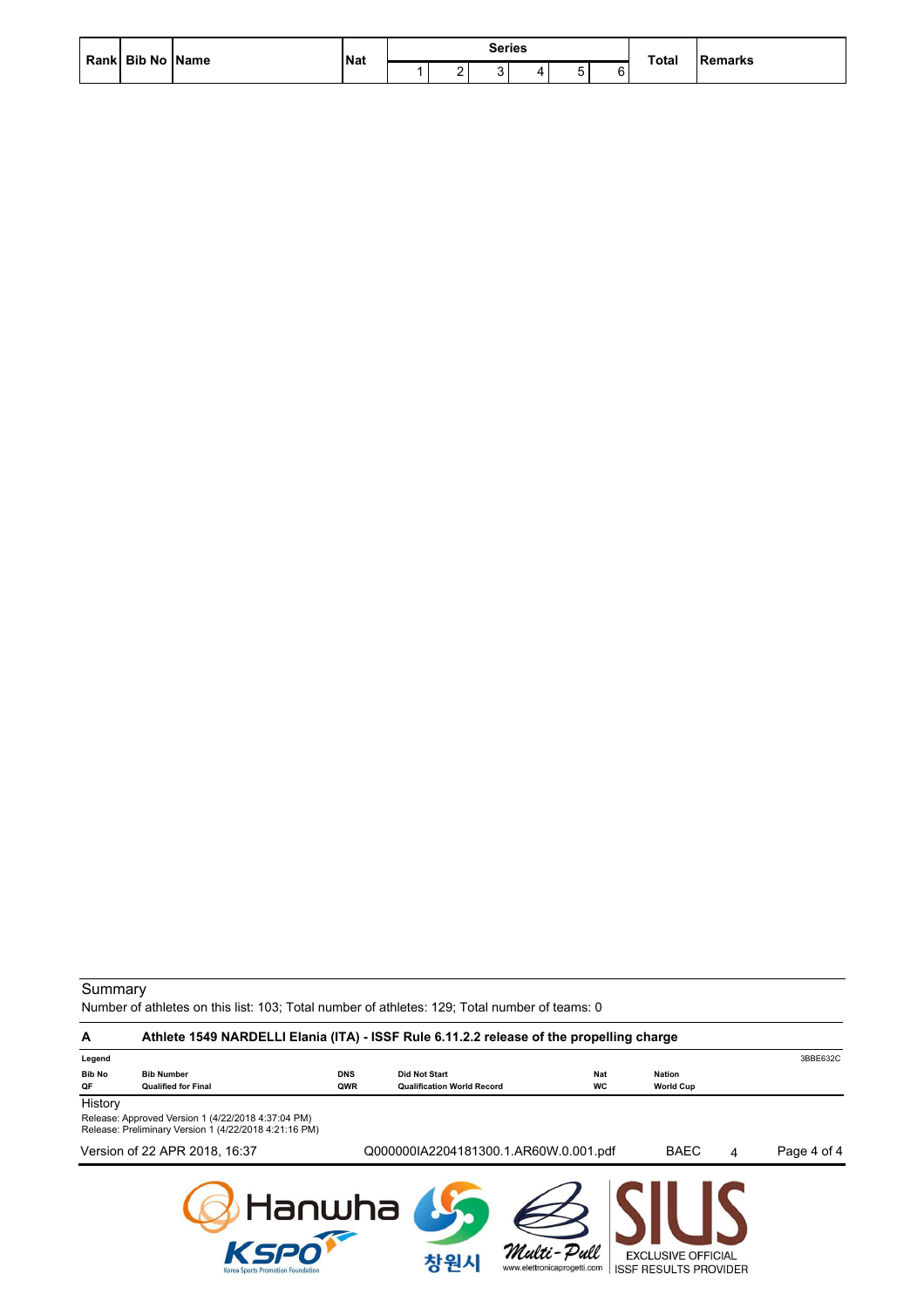| Rank | Bib No | Name | Nat | Series | | | | | | Total | Remarks |
|---|---|---|---|---|---|---|---|---|---|---|---|
| | | | | 1 | 2 | 3 | 4 | 5 | 6 | | |

## Summary

Number of athletes on this list: 103; Total number of athletes: 129; Total number of teams: 0

| | |
|---|---|
| **A** | **Athlete 1549 NARDELLI Elania (ITA) - ISSF Rule 6.11.2.2 release of the propelling charge** |

**Legend** 3BBE632C

| | | | | | |
|---|---|---|---|---|---|
| Bib No | Bib Number | DNS | Did Not Start | Nat | Nation |
| QF | Qualified for Final | QWR | Qualification World Record | WC | World Cup |

**History**

Release: Approved Version 1 (4/22/2018 4:37:04 PM)
Release: Preliminary Version 1 (4/22/2018 4:21:16 PM)

Version of 22 APR 2018, 16:37 Q000000IA2204181300.1.AR60W.0.001.pdf BAEC 4

Hanwha KSPO Korea Sports Promotion Foundation 창원시 Multi-Pull www.elettronicaprogetti.com SIUS EXCLUSIVE OFFICIAL ISSF RESULTS PROVIDER